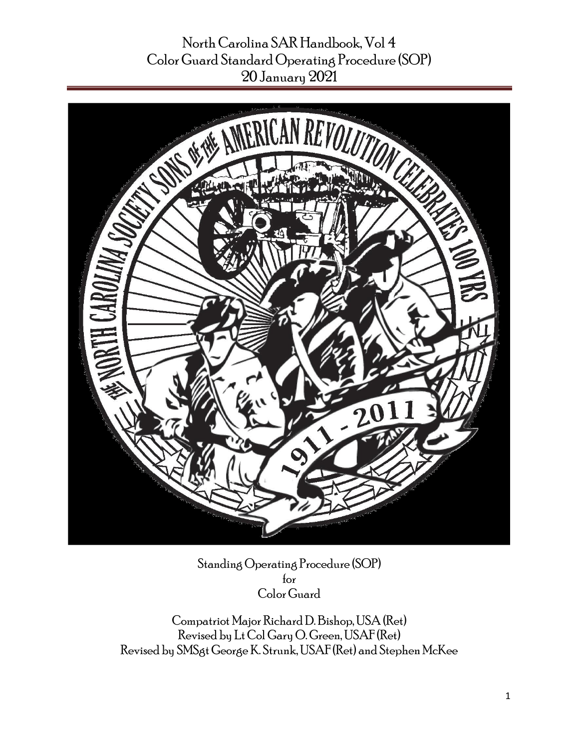# North Carolina SAR Handbook, Vol 4
## Color Guard Standard Operating Procedure (SOP)
### 20 January 2021

Standing Operating Procedure (SOP)
for
Color Guard

Compatriot Major Richard D. Bishop, USA (Ret)
Revised by Lt Col Gary O. Green, USAF (Ret)
Revised by SMSgt George K. Strunk, USAF (Ret) and Stephen McKee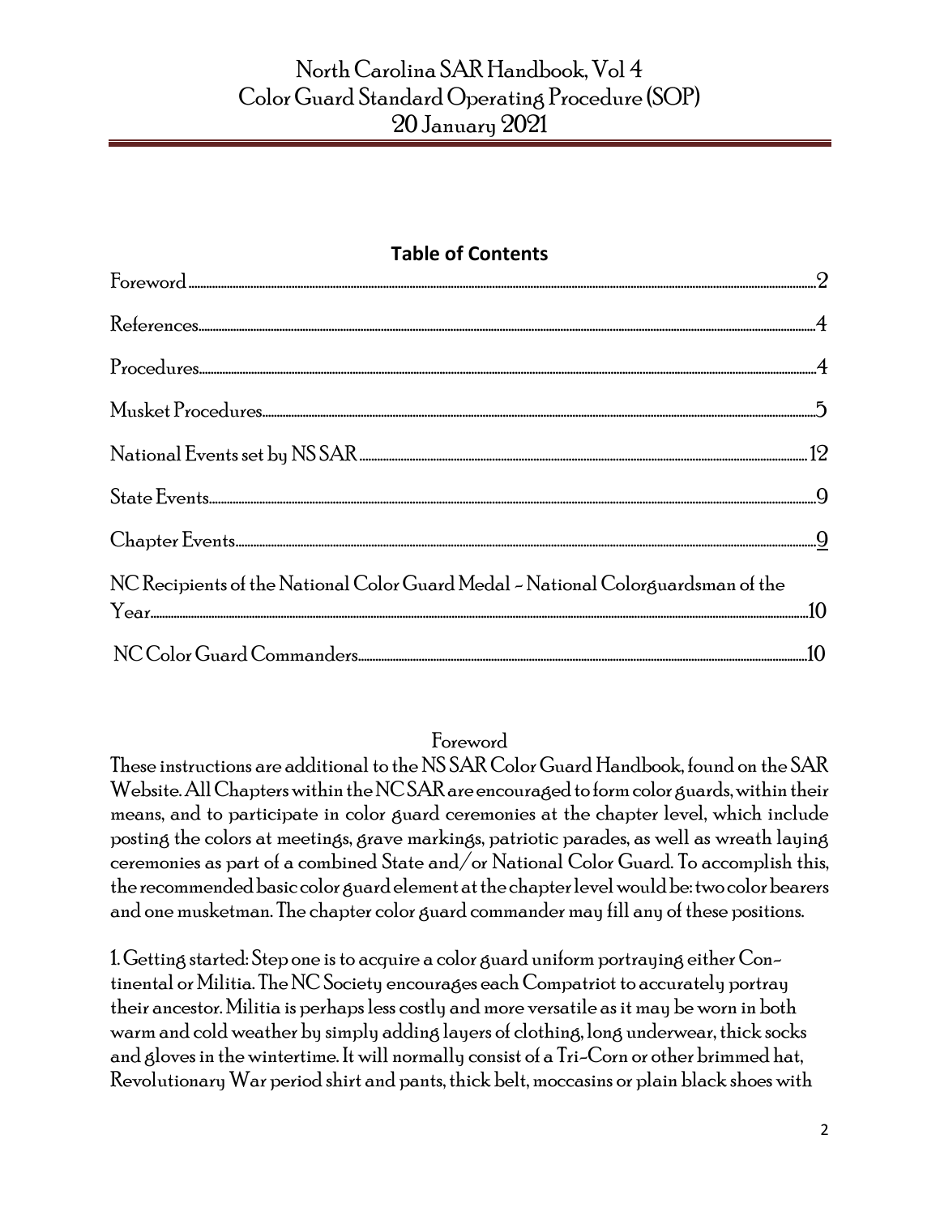# North Carolina SAR Handbook, Vol 4
# Color Guard Standard Operating Procedure (SOP)
# 20 January 2021

## Table of Contents

| | |
|---|---|
| Foreword | 2 |
| References | 4 |
| Procedures | 4 |
| Musket Procedures | 5 |
| National Events set by NS SAR | 12 |
| State Events | 9 |
| Chapter Events | 9 |
| NC Recipients of the National Color Guard Medal - National Colorguardsman of the Year | 10 |
| NC Color Guard Commanders | 10 |

## Foreword

These instructions are additional to the NS SAR Color Guard Handbook, found on the SAR Website. All Chapters within the NC SAR are encouraged to form color guards, within their means, and to participate in color guard ceremonies at the chapter level, which include posting the colors at meetings, grave markings, patriotic parades, as well as wreath laying ceremonies as part of a combined State and/or National Color Guard. To accomplish this, the recommended basic color guard element at the chapter level would be: two color bearers and one musketman. The chapter color guard commander may fill any of these positions.

1. Getting started: Step one is to acquire a color guard uniform portraying either Continental or Militia. The NC Society encourages each Compatriot to accurately portray their ancestor. Militia is perhaps less costly and more versatile as it may be worn in both warm and cold weather by simply adding layers of clothing, long underwear, thick socks and gloves in the wintertime. It will normally consist of a Tri-Corn or other brimmed hat, Revolutionary War period shirt and pants, thick belt, moccasins or plain black shoes with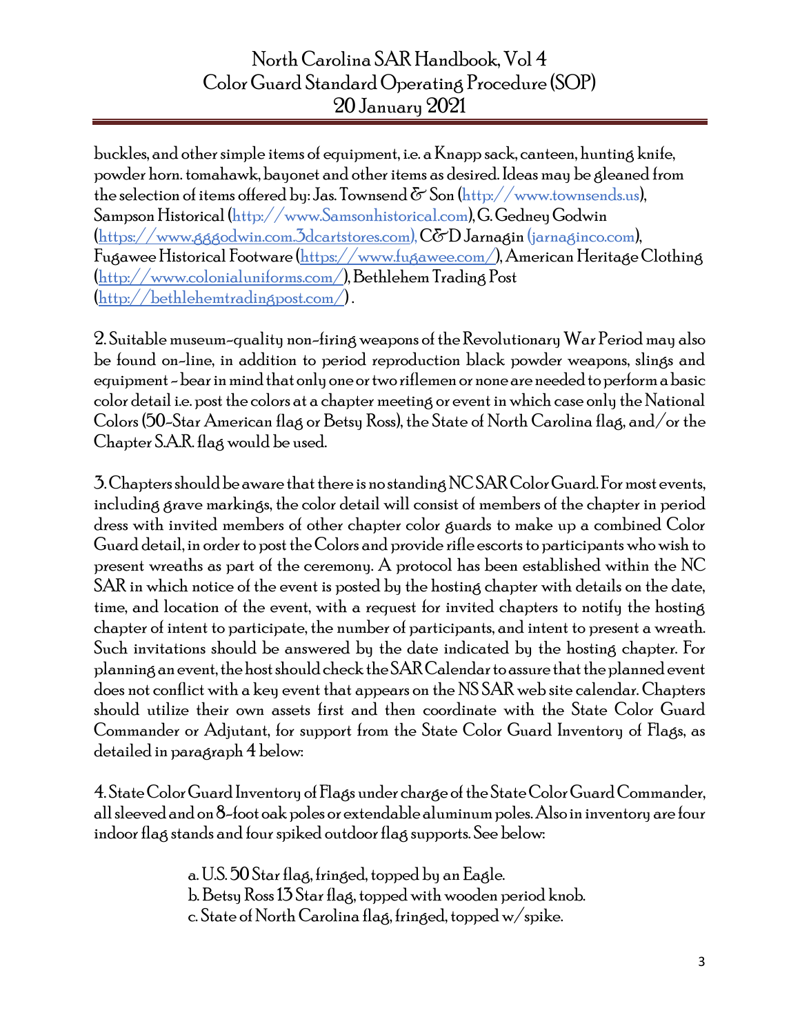buckles, and other simple items of equipment, i.e. a Knapp sack, canteen, hunting knife, powder horn. tomahawk, bayonet and other items as desired. Ideas may be gleaned from the selection of items offered by: Jas. Townsend & Son (http://www.townsends.us), Sampson Historical (http://www.Samsonhistorical.com), G. Gedney Godwin (https://www.gggodwin.com.3dcartstores.com), C&D Jarnagin (jarnaginco.com), Fugawee Historical Footware (https://www.fugawee.com/), American Heritage Clothing (http://www.colonialuniforms.com/), Bethlehem Trading Post (http://bethlehemtradingpost.com/) .

2. Suitable museum-quality non-firing weapons of the Revolutionary War Period may also be found on-line, in addition to period reproduction black powder weapons, slings and equipment - bear in mind that only one or two riflemen or none are needed to perform a basic color detail i.e. post the colors at a chapter meeting or event in which case only the National Colors (50-Star American flag or Betsy Ross), the State of North Carolina flag, and/or the Chapter S.A.R. flag would be used.

3. Chapters should be aware that there is no standing NC SAR Color Guard. For most events, including grave markings, the color detail will consist of members of the chapter in period dress with invited members of other chapter color guards to make up a combined Color Guard detail, in order to post the Colors and provide rifle escorts to participants who wish to present wreaths as part of the ceremony. A protocol has been established within the NC SAR in which notice of the event is posted by the hosting chapter with details on the date, time, and location of the event, with a request for invited chapters to notify the hosting chapter of intent to participate, the number of participants, and intent to present a wreath. Such invitations should be answered by the date indicated by the hosting chapter. For planning an event, the host should check the SAR Calendar to assure that the planned event does not conflict with a key event that appears on the NS SAR web site calendar. Chapters should utilize their own assets first and then coordinate with the State Color Guard Commander or Adjutant, for support from the State Color Guard Inventory of Flags, as detailed in paragraph 4 below:

4. State Color Guard Inventory of Flags under charge of the State Color Guard Commander, all sleeved and on 8-foot oak poles or extendable aluminum poles. Also in inventory are four indoor flag stands and four spiked outdoor flag supports. See below:

a. U.S. 50 Star flag, fringed, topped by an Eagle.
b. Betsy Ross 13 Star flag, topped with wooden period knob.
c. State of North Carolina flag, fringed, topped w/spike.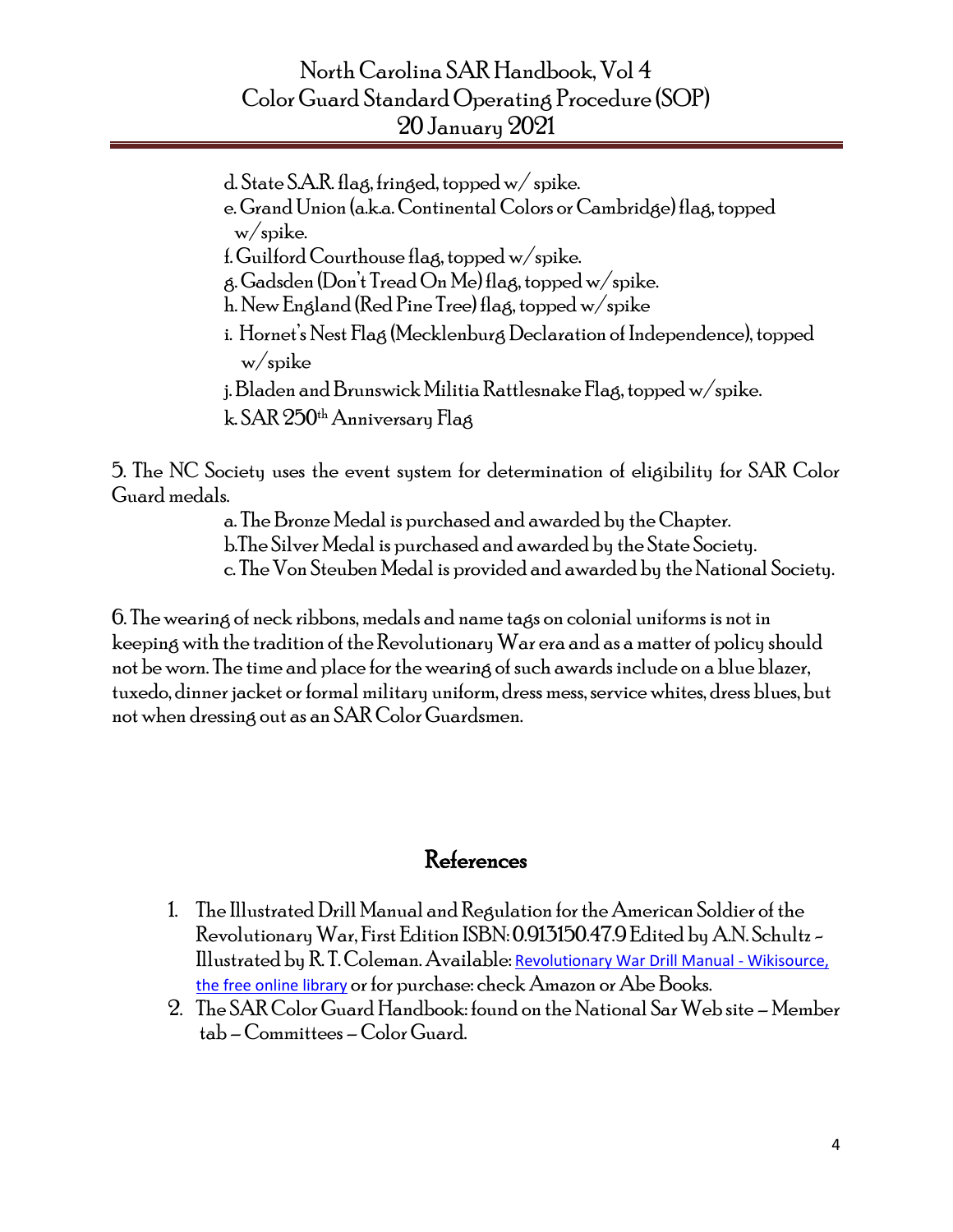d. State S.A.R. flag, fringed, topped w/ spike.

e. Grand Union (a.k.a. Continental Colors or Cambridge) flag, topped w/spike.

f. Guilford Courthouse flag, topped w/spike.

g. Gadsden (Don't Tread On Me) flag, topped w/spike.

h. New England (Red Pine Tree) flag, topped w/spike

i. Hornet's Nest Flag (Mecklenburg Declaration of Independence), topped w/spike

j. Bladen and Brunswick Militia Rattlesnake Flag, topped w/spike.

k. SAR 250th Anniversary Flag

5. The NC Society uses the event system for determination of eligibility for SAR Color Guard medals.

a. The Bronze Medal is purchased and awarded by the Chapter.

b. The Silver Medal is purchased and awarded by the State Society.

c. The Von Steuben Medal is provided and awarded by the National Society.

6. The wearing of neck ribbons, medals and name tags on colonial uniforms is not in keeping with the tradition of the Revolutionary War era and as a matter of policy should not be worn. The time and place for the wearing of such awards include on a blue blazer, tuxedo, dinner jacket or formal military uniform, dress mess, service whites, dress blues, but not when dressing out as an SAR Color Guardsmen.

## References

1. The Illustrated Drill Manual and Regulation for the American Soldier of the Revolutionary War, First Edition ISBN: 0.913150.47.9 Edited by A.N. Schultz - Illustrated by R. T. Coleman. Available: Revolutionary War Drill Manual - Wikisource, the free online library or for purchase: check Amazon or Abe Books.
2. The SAR Color Guard Handbook: found on the National Sar Web site – Member tab – Committees – Color Guard.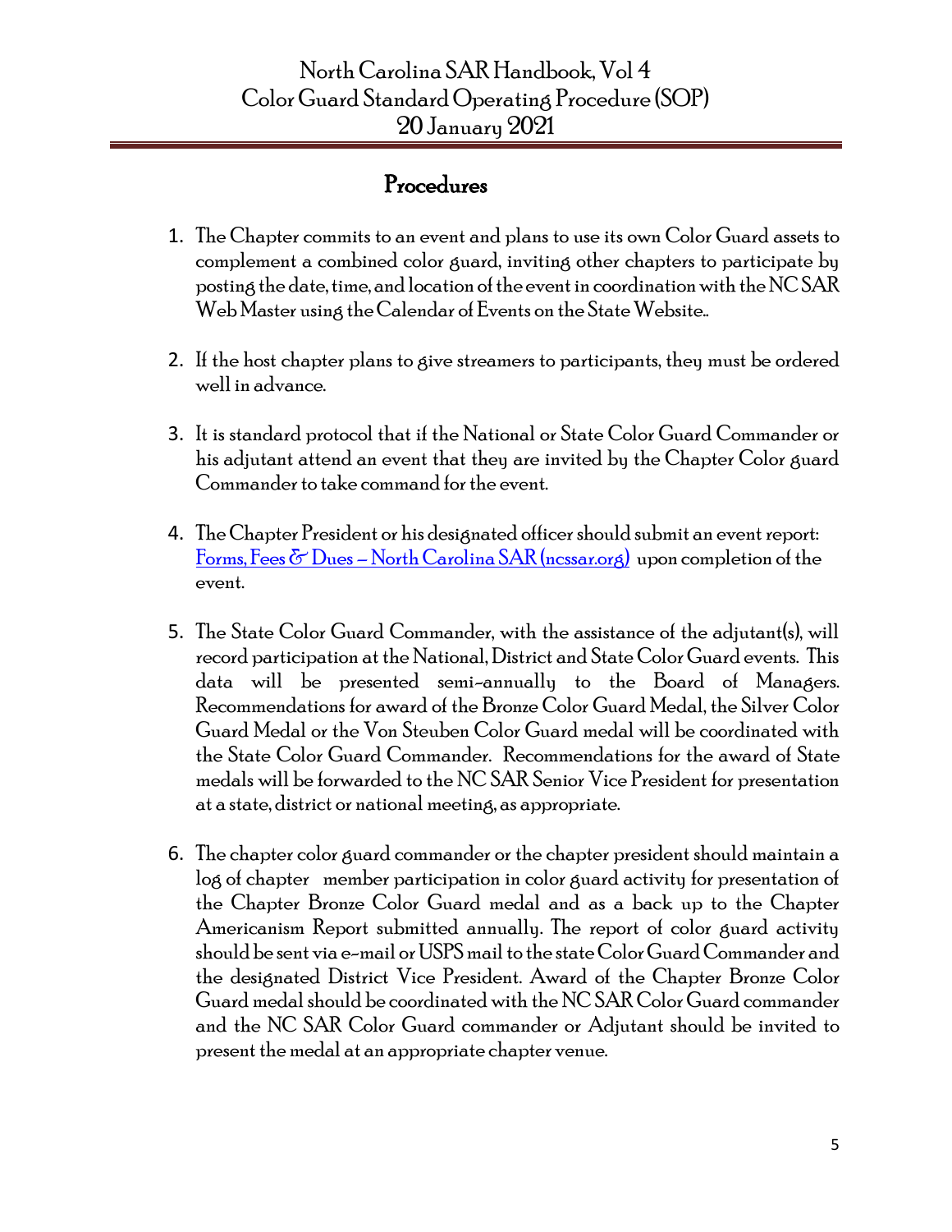## Procedures

1. The Chapter commits to an event and plans to use its own Color Guard assets to complement a combined color guard, inviting other chapters to participate by posting the date, time, and location of the event in coordination with the NC SAR Web Master using the Calendar of Events on the State Website..

2. If the host chapter plans to give streamers to participants, they must be ordered well in advance.

3. It is standard protocol that if the National or State Color Guard Commander or his adjutant attend an event that they are invited by the Chapter Color guard Commander to take command for the event.

4. The Chapter President or his designated officer should submit an event report: [Forms, Fees & Dues – North Carolina SAR (ncssar.org)](ncssar.org) upon completion of the event.

5. The State Color Guard Commander, with the assistance of the adjutant(s), will record participation at the National, District and State Color Guard events. This data will be presented semi-annually to the Board of Managers. Recommendations for award of the Bronze Color Guard Medal, the Silver Color Guard Medal or the Von Steuben Color Guard medal will be coordinated with the State Color Guard Commander. Recommendations for the award of State medals will be forwarded to the NC SAR Senior Vice President for presentation at a state, district or national meeting, as appropriate.

6. The chapter color guard commander or the chapter president should maintain a log of chapter member participation in color guard activity for presentation of the Chapter Bronze Color Guard medal and as a back up to the Chapter Americanism Report submitted annually. The report of color guard activity should be sent via e-mail or USPS mail to the state Color Guard Commander and the designated District Vice President. Award of the Chapter Bronze Color Guard medal should be coordinated with the NC SAR Color Guard commander and the NC SAR Color Guard commander or Adjutant should be invited to present the medal at an appropriate chapter venue.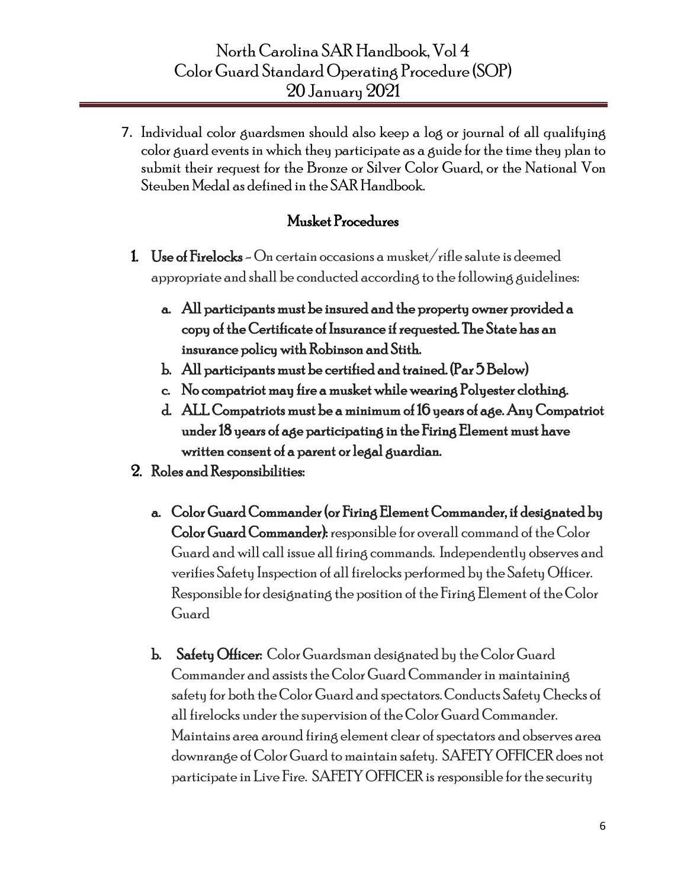7. Individual color guardsmen should also keep a log or journal of all qualifying color guard events in which they participate as a guide for the time they plan to submit their request for the Bronze or Silver Color Guard, or the National Von Steuben Medal as defined in the SAR Handbook.

## Musket Procedures

1. **Use of Firelocks** – On certain occasions a musket/rifle salute is deemed appropriate and shall be conducted according to the following guidelines:
   a. **All participants must be insured and the property owner provided a copy of the Certificate of Insurance if requested. The State has an insurance policy with Robinson and Stith.**
   b. **All participants must be certified and trained. (Par 5 Below)**
   c. **No compatriot may fire a musket while wearing Polyester clothing.**
   d. **ALL Compatriots must be a minimum of 16 years of age. Any Compatriot under 18 years of age participating in the Firing Element must have written consent of a parent or legal guardian.**
2. **Roles and Responsibilities:**
   a. **Color Guard Commander (or Firing Element Commander, if designated by Color Guard Commander):** responsible for overall command of the Color Guard and will call issue all firing commands. Independently observes and verifies Safety Inspection of all firelocks performed by the Safety Officer. Responsible for designating the position of the Firing Element of the Color Guard

   b. **Safety Officer:** Color Guardsman designated by the Color Guard Commander and assists the Color Guard Commander in maintaining safety for both the Color Guard and spectators. Conducts Safety Checks of all firelocks under the supervision of the Color Guard Commander. Maintains area around firing element clear of spectators and observes area downrange of Color Guard to maintain safety. SAFETY OFFICER does not participate in Live Fire. SAFETY OFFICER is responsible for the security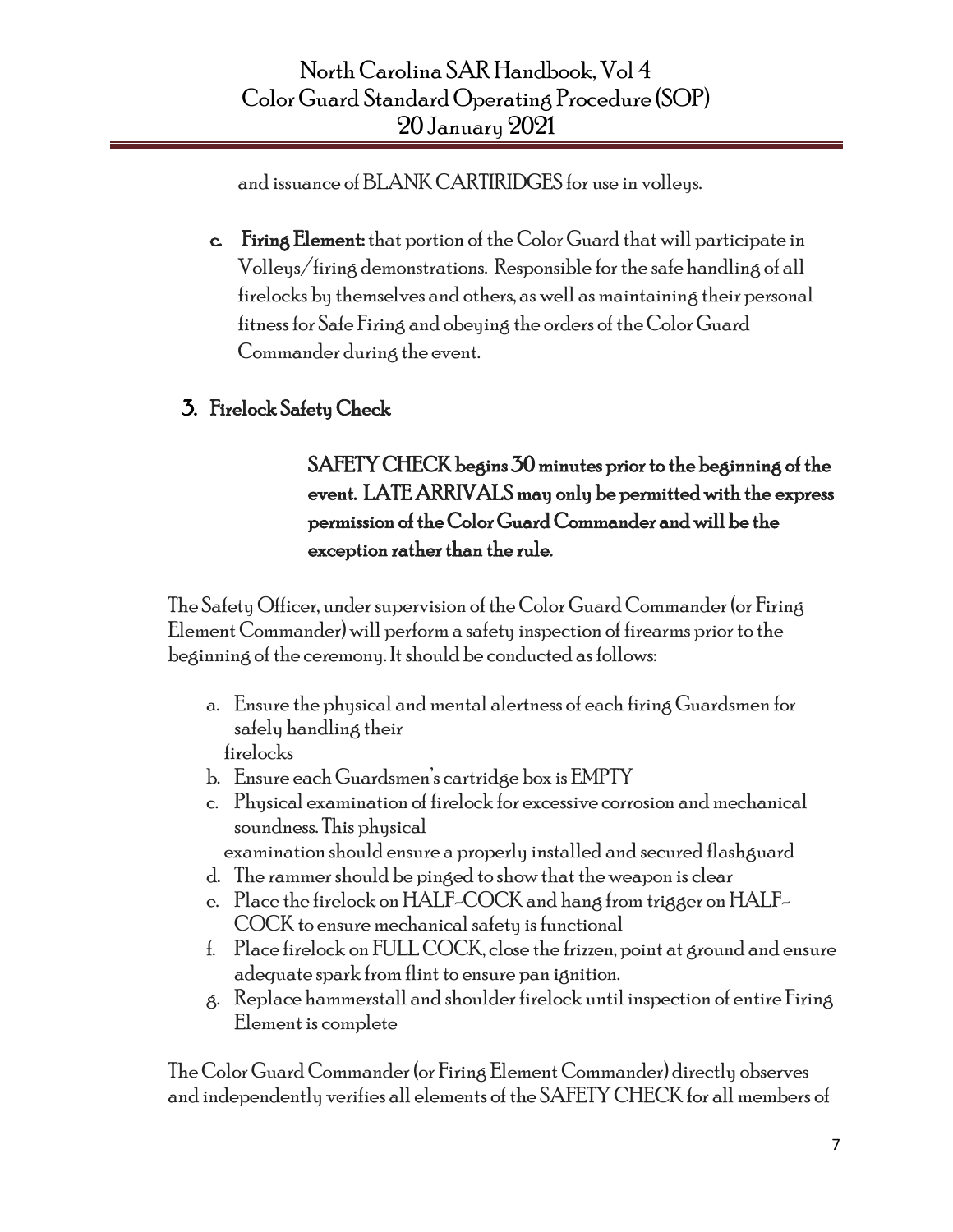and issuance of BLANK CARTIRIDGES for use in volleys.

c. **Firing Element:** that portion of the Color Guard that will participate in Volleys/firing demonstrations. Responsible for the safe handling of all firelocks by themselves and others, as well as maintaining their personal fitness for Safe Firing and obeying the orders of the Color Guard Commander during the event.

## 3. Firelock Safety Check

**SAFETY CHECK begins 30 minutes prior to the beginning of the event. LATE ARRIVALS may only be permitted with the express permission of the Color Guard Commander and will be the exception rather than the rule.**

The Safety Officer, under supervision of the Color Guard Commander (or Firing Element Commander) will perform a safety inspection of firearms prior to the beginning of the ceremony. It should be conducted as follows:

a. Ensure the physical and mental alertness of each firing Guardsmen for safely handling their firelocks
b. Ensure each Guardsmen's cartridge box is EMPTY
c. Physical examination of firelock for excessive corrosion and mechanical soundness. This physical examination should ensure a properly installed and secured flashguard
d. The rammer should be pinged to show that the weapon is clear
e. Place the firelock on HALF-COCK and hang from trigger on HALF-COCK to ensure mechanical safety is functional
f. Place firelock on FULL COCK, close the frizzen, point at ground and ensure adequate spark from flint to ensure pan ignition.
g. Replace hammerstall and shoulder firelock until inspection of entire Firing Element is complete

The Color Guard Commander (or Firing Element Commander) directly observes and independently verifies all elements of the SAFETY CHECK for all members of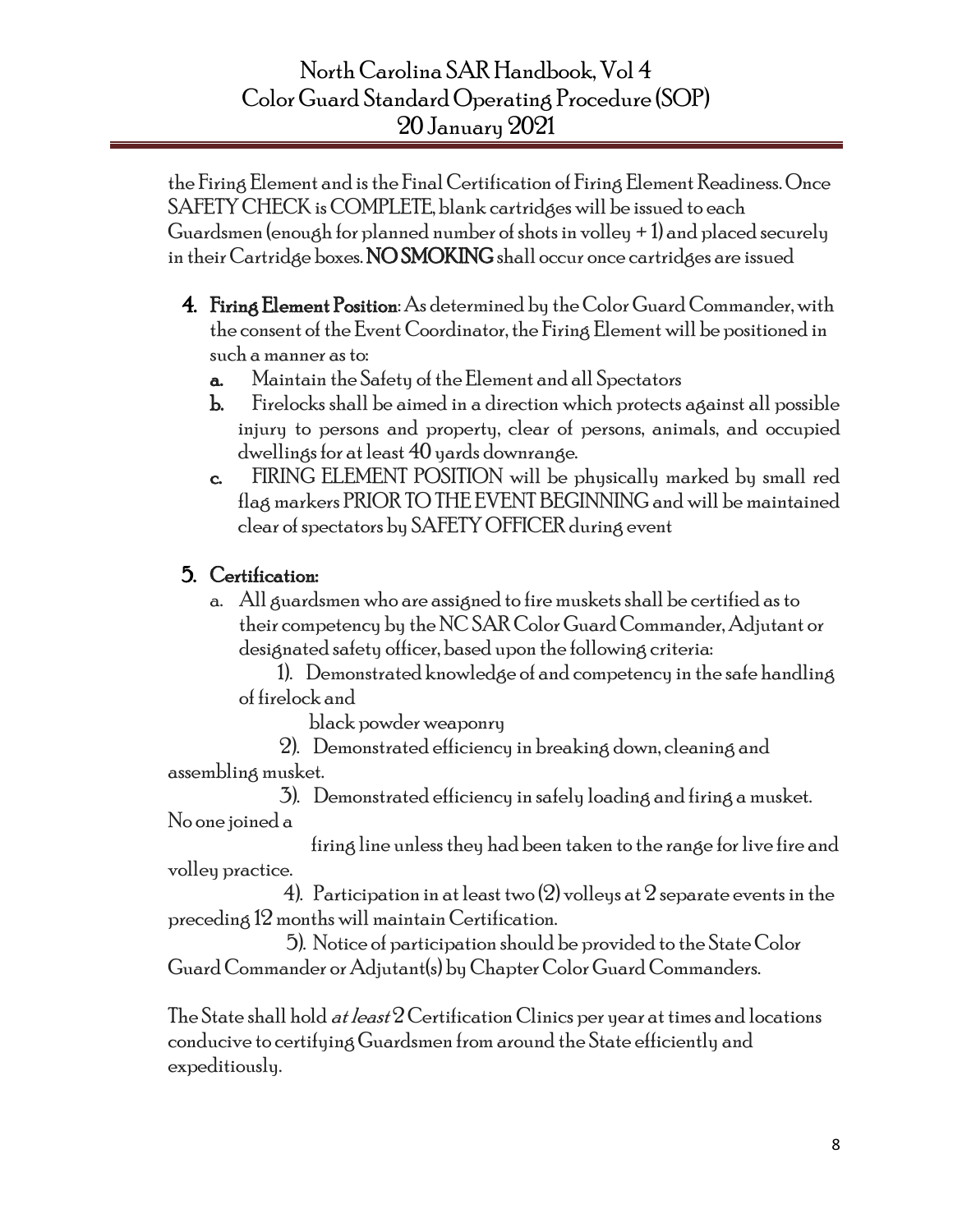the Firing Element and is the Final Certification of Firing Element Readiness. Once SAFETY CHECK is COMPLETE, blank cartridges will be issued to each Guardsmen (enough for planned number of shots in volley + 1) and placed securely in their Cartridge boxes. **NO SMOKING** shall occur once cartridges are issued

4. **Firing Element Position**: As determined by the Color Guard Commander, with the consent of the Event Coordinator, the Firing Element will be positioned in such a manner as to:
   - **a.** Maintain the Safety of the Element and all Spectators
   - **b.** Firelocks shall be aimed in a direction which protects against all possible injury to persons and property, clear of persons, animals, and occupied dwellings for at least 40 yards downrange.
   - **c.** FIRING ELEMENT POSITION will be physically marked by small red flag markers PRIOR TO THE EVENT BEGINNING and will be maintained clear of spectators by SAFETY OFFICER during event

5. **Certification:**
   - a. All guardsmen who are assigned to fire muskets shall be certified as to their competency by the NC SAR Color Guard Commander, Adjutant or designated safety officer, based upon the following criteria:
     1). Demonstrated knowledge of and competency in the safe handling of firelock and black powder weaponry
     2). Demonstrated efficiency in breaking down, cleaning and assembling musket.
     3). Demonstrated efficiency in safely loading and firing a musket. No one joined a firing line unless they had been taken to the range for live fire and volley practice.
     4). Participation in at least two (2) volleys at 2 separate events in the preceding 12 months will maintain Certification.
     5). Notice of participation should be provided to the State Color Guard Commander or Adjutant(s) by Chapter Color Guard Commanders.

The State shall hold *at least* 2 Certification Clinics per year at times and locations conducive to certifying Guardsmen from around the State efficiently and expeditiously.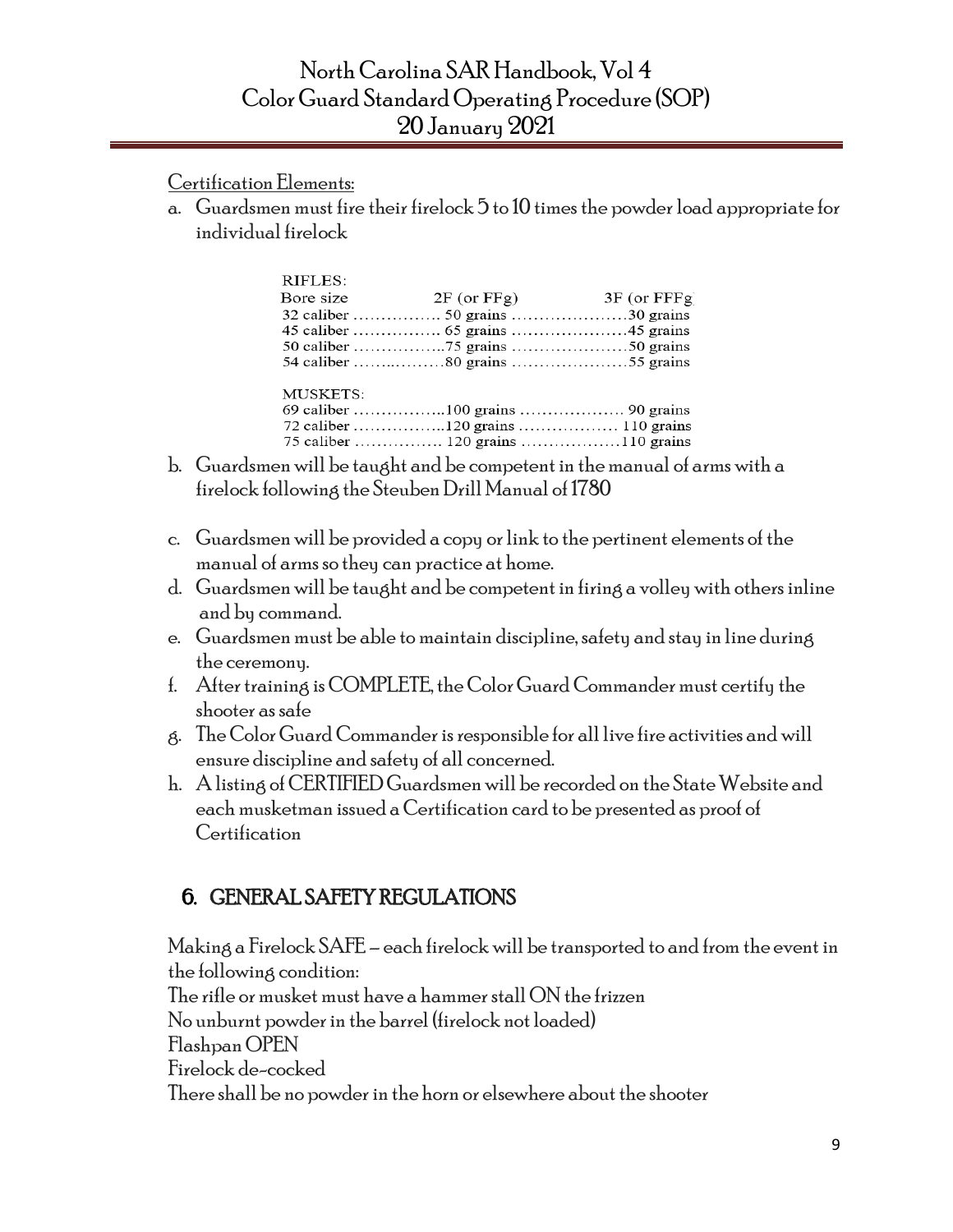Certification Elements:

a. Guardsmen must fire their firelock 5 to 10 times the powder load appropriate for individual firelock

| RIFLES: | | |
|---|---|---|
| Bore size | 2F (or FFg) | 3F (or FFFg |
| 32 caliber | 50 grains | 30 grains |
| 45 caliber | 65 grains | 45 grains |
| 50 caliber | 75 grains | 50 grains |
| 54 caliber | 80 grains | 55 grains |
| **MUSKETS:** | | |
| 69 caliber | 100 grains | 90 grains |
| 72 caliber | 120 grains | 110 grains |
| 75 caliber | 120 grains | 110 grains |

b. Guardsmen will be taught and be competent in the manual of arms with a firelock following the Steuben Drill Manual of 1780

c. Guardsmen will be provided a copy or link to the pertinent elements of the manual of arms so they can practice at home.

d. Guardsmen will be taught and be competent in firing a volley with others inline and by command.

e. Guardsmen must be able to maintain discipline, safety and stay in line during the ceremony.

f. After training is COMPLETE, the Color Guard Commander must certify the shooter as safe

g. The Color Guard Commander is responsible for all live fire activities and will ensure discipline and safety of all concerned.

h. A listing of CERTIFIED Guardsmen will be recorded on the State Website and each musketman issued a Certification card to be presented as proof of Certification

## 6. GENERAL SAFETY REGULATIONS

Making a Firelock SAFE – each firelock will be transported to and from the event in the following condition:

The rifle or musket must have a hammer stall ON the frizzen

No unburnt powder in the barrel (firelock not loaded)

Flashpan OPEN

Firelock de-cocked

There shall be no powder in the horn or elsewhere about the shooter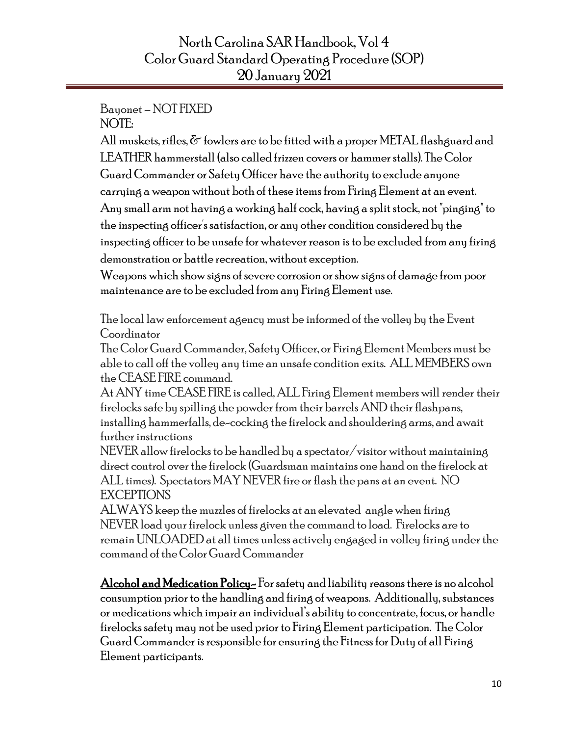Bayonet – NOT FIXED

NOTE:

All muskets, rifles, & fowlers are to be fitted with a proper METAL flashguard and LEATHER hammerstall (also called frizzen covers or hammer stalls). The Color Guard Commander or Safety Officer have the authority to exclude anyone carrying a weapon without both of these items from Firing Element at an event. Any small arm not having a working half cock, having a split stock, not "pinging" to the inspecting officer's satisfaction, or any other condition considered by the inspecting officer to be unsafe for whatever reason is to be excluded from any firing demonstration or battle recreation, without exception.

Weapons which show signs of severe corrosion or show signs of damage from poor maintenance are to be excluded from any Firing Element use.

The local law enforcement agency must be informed of the volley by the Event Coordinator

The Color Guard Commander, Safety Officer, or Firing Element Members must be able to call off the volley any time an unsafe condition exits. ALL MEMBERS own the CEASE FIRE command.

At ANY time CEASE FIRE is called, ALL Firing Element members will render their firelocks safe by spilling the powder from their barrels AND their flashpans, installing hammerfalls, de-cocking the firelock and shouldering arms, and await further instructions

NEVER allow firelocks to be handled by a spectator/visitor without maintaining direct control over the firelock (Guardsman maintains one hand on the firelock at ALL times). Spectators MAY NEVER fire or flash the pans at an event. NO EXCEPTIONS

ALWAYS keep the muzzles of firelocks at an elevated angle when firing

NEVER load your firelock unless given the command to load. Firelocks are to remain UNLOADED at all times unless actively engaged in volley firing under the command of the Color Guard Commander

**Alcohol and Medication Policy-** For safety and liability reasons there is no alcohol consumption prior to the handling and firing of weapons. Additionally, substances or medications which impair an individual's ability to concentrate, focus, or handle firelocks safety may not be used prior to Firing Element participation. The Color Guard Commander is responsible for ensuring the Fitness for Duty of all Firing Element participants.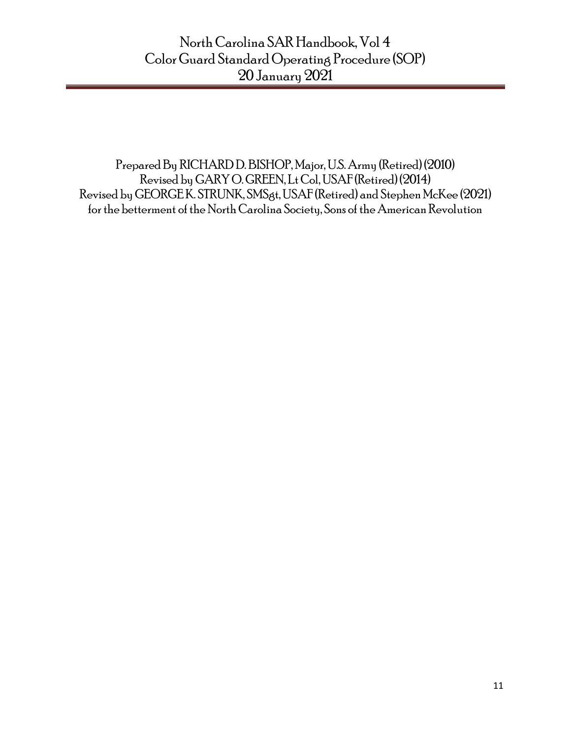# North Carolina SAR Handbook, Vol 4
# Color Guard Standard Operating Procedure (SOP)
# 20 January 2021

Prepared By RICHARD D. BISHOP, Major, U.S. Army (Retired) (2010)
Revised by GARY O. GREEN, Lt Col, USAF (Retired) (2014)
Revised by GEORGE K. STRUNK, SMSgt, USAF (Retired) and Stephen McKee (2021)
for the betterment of the North Carolina Society, Sons of the American Revolution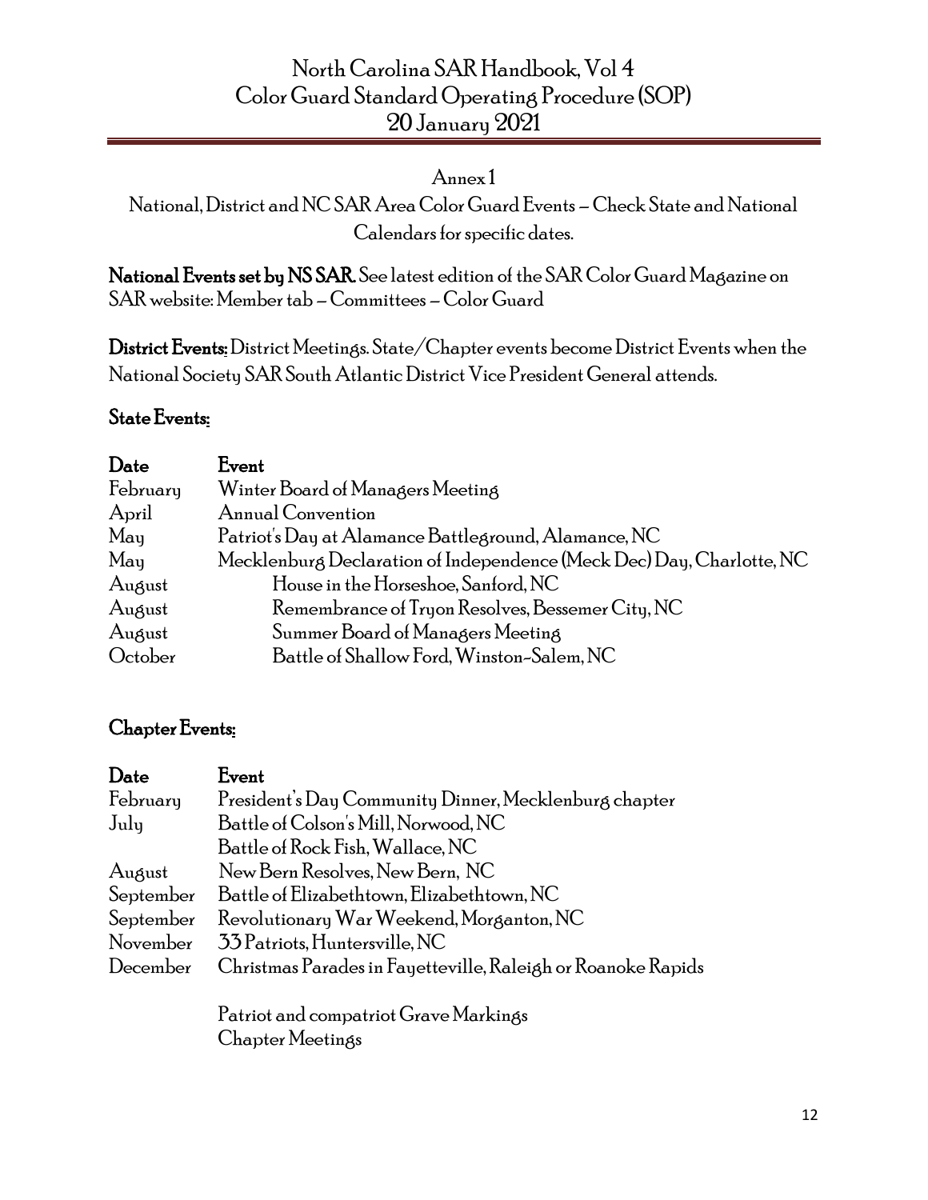Annex 1

National, District and NC SAR Area Color Guard Events – Check State and National Calendars for specific dates.

**National Events set by NS SAR.** See latest edition of the SAR Color Guard Magazine on SAR website: Member tab – Committees – Color Guard

**District Events:** District Meetings. State/Chapter events become District Events when the National Society SAR South Atlantic District Vice President General attends.

## State Events:

| Date | Event |
| --- | --- |
| February | Winter Board of Managers Meeting |
| April | Annual Convention |
| May | Patriot's Day at Alamance Battleground, Alamance, NC |
| May | Mecklenburg Declaration of Independence (Meck Dec) Day, Charlotte, NC |
| August | House in the Horseshoe, Sanford, NC |
| August | Remembrance of Tryon Resolves, Bessemer City, NC |
| August | Summer Board of Managers Meeting |
| October | Battle of Shallow Ford, Winston-Salem, NC |

## Chapter Events:

| Date | Event |
| --- | --- |
| February | President's Day Community Dinner, Mecklenburg chapter |
| July | Battle of Colson's Mill, Norwood, NC |
| | Battle of Rock Fish, Wallace, NC |
| August | New Bern Resolves, New Bern, NC |
| September | Battle of Elizabethtown, Elizabethtown, NC |
| September | Revolutionary War Weekend, Morganton, NC |
| November | 33 Patriots, Huntersville, NC |
| December | Christmas Parades in Fayetteville, Raleigh or Roanoke Rapids |
| | Patriot and compatriot Grave Markings |
| | Chapter Meetings |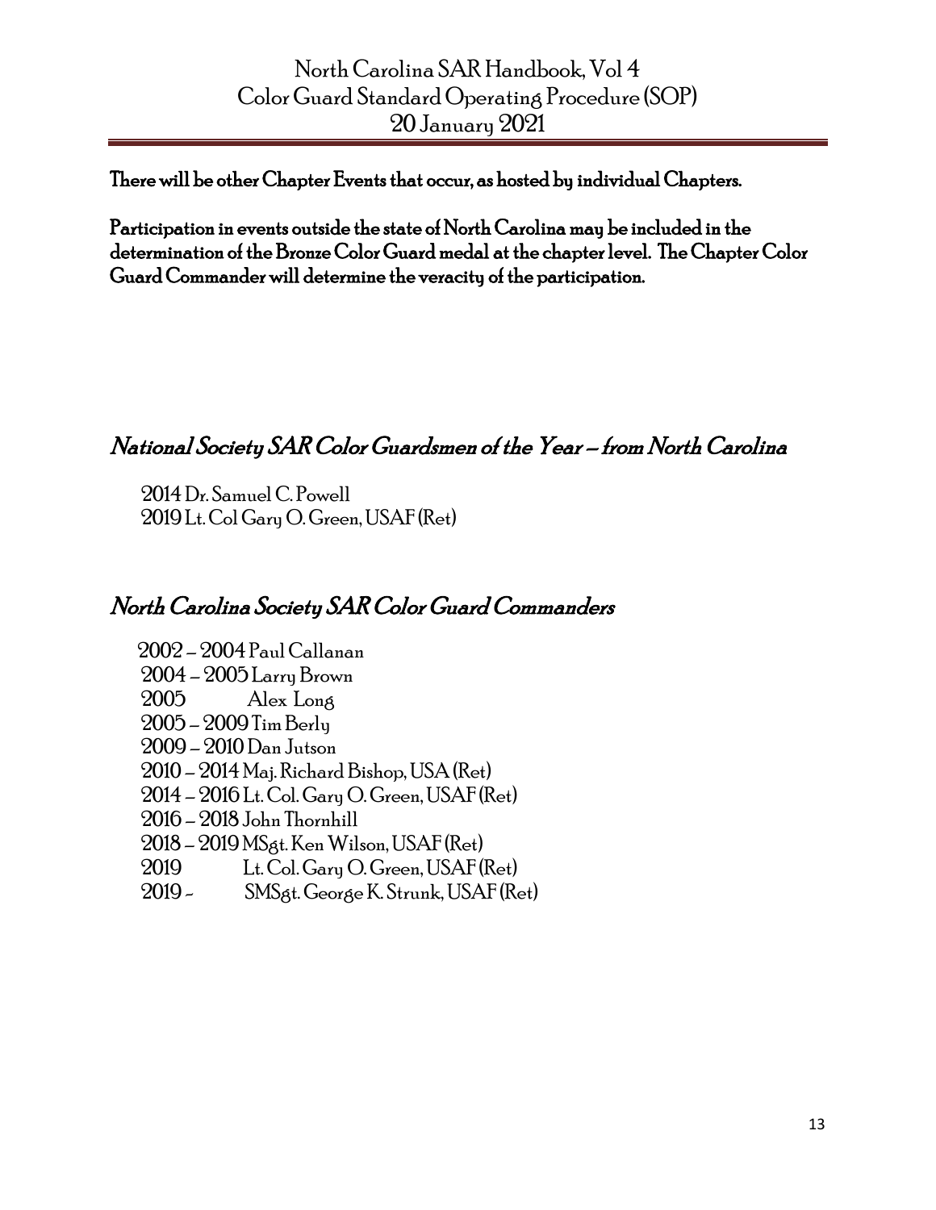**There will be other Chapter Events that occur, as hosted by individual Chapters.**

**Participation in events outside the state of North Carolina may be included in the determination of the Bronze Color Guard medal at the chapter level. The Chapter Color Guard Commander will determine the veracity of the participation.**

## *National Society SAR Color Guardsmen of the Year – from North Carolina*

2014 Dr. Samuel C. Powell
2019 Lt. Col Gary O. Green, USAF (Ret)

## *North Carolina Society SAR Color Guard Commanders*

2002 – 2004 Paul Callanan
2004 – 2005 Larry Brown
2005 Alex Long
2005 – 2009 Tim Berly
2009 – 2010 Dan Jutson
2010 – 2014 Maj. Richard Bishop, USA (Ret)
2014 – 2016 Lt. Col. Gary O. Green, USAF (Ret)
2016 – 2018 John Thornhill
2018 – 2019 MSgt. Ken Wilson, USAF (Ret)
2019 Lt. Col. Gary O. Green, USAF (Ret)
2019 – SMSgt. George K. Strunk, USAF (Ret)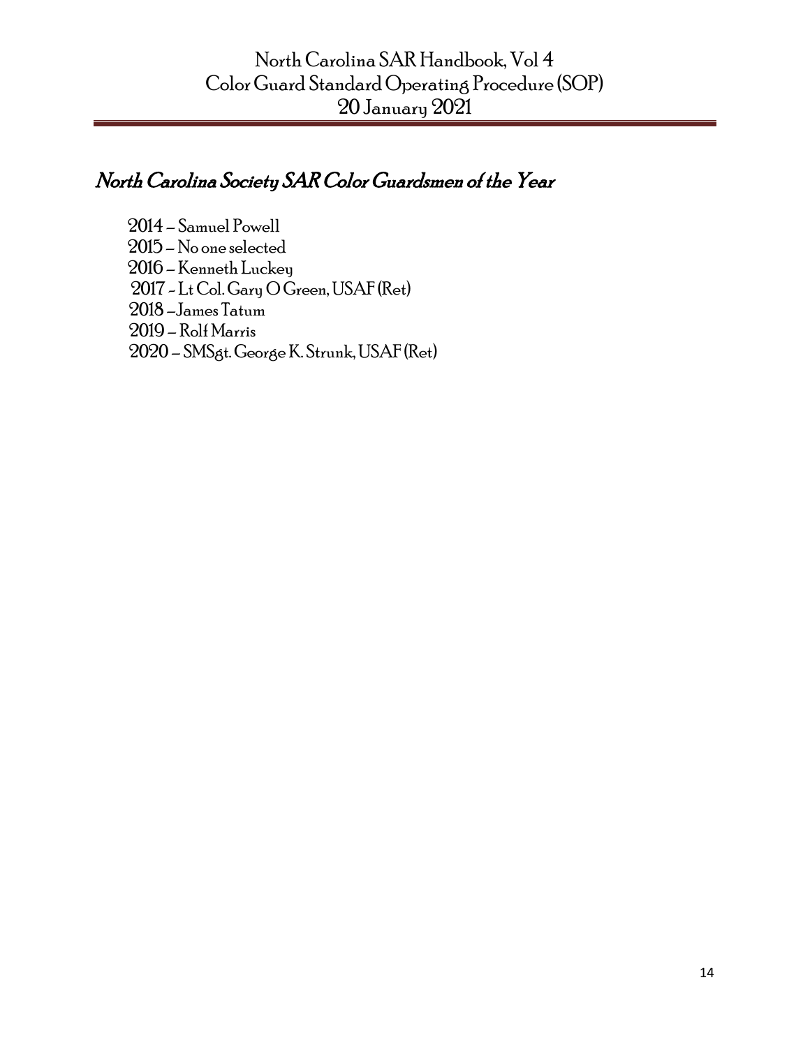## *North Carolina Society SAR Color Guardsmen of the Year*

2014 – Samuel Powell
2015 – No one selected
2016 – Kenneth Luckey
2017 - Lt Col. Gary O Green, USAF (Ret)
2018 –James Tatum
2019 – Rolf Marris
2020 – SMSgt. George K. Strunk, USAF (Ret)